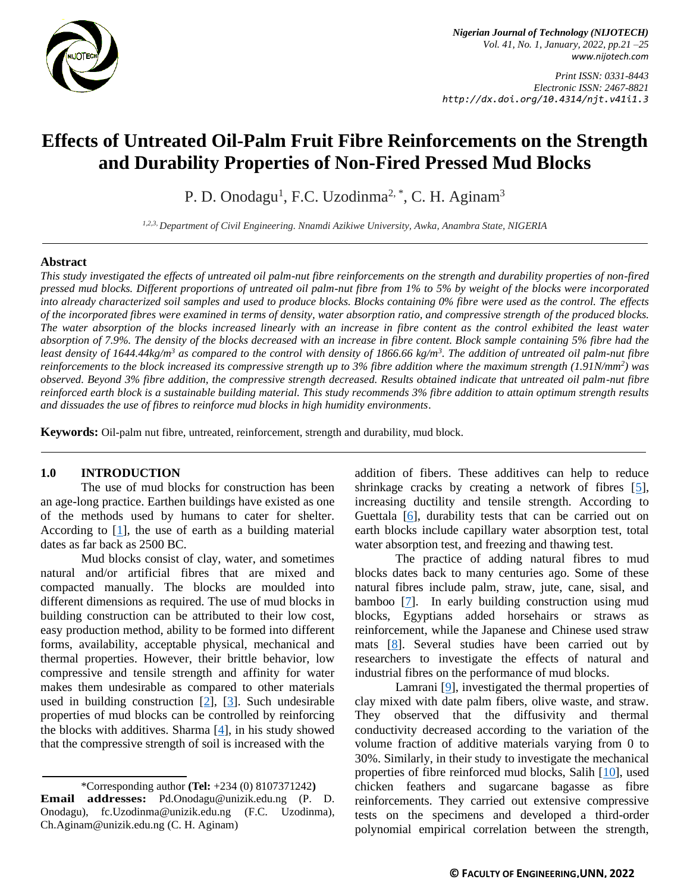# Effects of Untreated Oil-Palm Fruit Fibre Reinforcements on the Strength and Durability Properties of Non-Fired Pressed Mud Blocks

P. D. Onodagu[1], F.C. Uzodinma[2, *], C. H. Aginam[3]

[1,2,3] Department of Civil Engineering. Nnamdi Azikiwe University, Awka, Anambra State, NIGERIA

## Abstract

*This study investigated the effects of untreated oil palm-nut fibre reinforcements on the strength and durability properties of non-fired pressed mud blocks. Different proportions of untreated oil palm-nut fibre from 1% to 5% by weight of the blocks were incorporated into already characterized soil samples and used to produce blocks. Blocks containing 0% fibre were used as the control. The effects of the incorporated fibres were examined in terms of density, water absorption ratio, and compressive strength of the produced blocks. The water absorption of the blocks increased linearly with an increase in fibre content as the control exhibited the least water absorption of 7.9%. The density of the blocks decreased with an increase in fibre content. Block sample containing 5% fibre had the least density of 1644.44kg/m$^3$ as compared to the control with density of 1866.66 kg/m$^3$. The addition of untreated oil palm-nut fibre reinforcements to the block increased its compressive strength up to 3% fibre addition where the maximum strength (1.91N/mm$^2$) was observed. Beyond 3% fibre addition, the compressive strength decreased. Results obtained indicate that untreated oil palm-nut fibre reinforced earth block is a sustainable building material. This study recommends 3% fibre addition to attain optimum strength results and dissuades the use of fibres to reinforce mud blocks in high humidity environments.*

**Keywords:** Oil-palm nut fibre, untreated, reinforcement, strength and durability, mud block.

## 1.0 INTRODUCTION

The use of mud blocks for construction has been an age-long practice. Earthen buildings have existed as one of the methods used by humans to cater for shelter. According to [1], the use of earth as a building material dates as far back as 2500 BC.

Mud blocks consist of clay, water, and sometimes natural and/or artificial fibres that are mixed and compacted manually. The blocks are moulded into different dimensions as required. The use of mud blocks in building construction can be attributed to their low cost, easy production method, ability to be formed into different forms, availability, acceptable physical, mechanical and thermal properties. However, their brittle behavior, low compressive and tensile strength and affinity for water makes them undesirable as compared to other materials used in building construction [2], [3]. Such undesirable properties of mud blocks can be controlled by reinforcing the blocks with additives. Sharma [4], in his study showed that the compressive strength of soil is increased with the addition of fibers. These additives can help to reduce shrinkage cracks by creating a network of fibres [5], increasing ductility and tensile strength. According to Guettala [6], durability tests that can be carried out on earth blocks include capillary water absorption test, total water absorption test, and freezing and thawing test.

The practice of adding natural fibres to mud blocks dates back to many centuries ago. Some of these natural fibres include palm, straw, jute, cane, sisal, and bamboo [7]. In early building construction using mud blocks, Egyptians added horsehairs or straws as reinforcement, while the Japanese and Chinese used straw mats [8]. Several studies have been carried out by researchers to investigate the effects of natural and industrial fibres on the performance of mud blocks.

Lamrani [9], investigated the thermal properties of clay mixed with date palm fibers, olive waste, and straw. They observed that the diffusivity and thermal conductivity decreased according to the variation of the volume fraction of additive materials varying from 0 to 30%. Similarly, in their study to investigate the mechanical properties of fibre reinforced mud blocks, Salih [10], used chicken feathers and sugarcane bagasse as fibre reinforcements. They carried out extensive compressive tests on the specimens and developed a third-order polynomial empirical correlation between the strength,

*Corresponding author **(Tel:** +234 (0) 8107371242**)**
**Email addresses:** Pd.Onodagu@unizik.edu.ng (P. D. Onodagu), fc.Uzodinma@unizik.edu.ng (F.C. Uzodinma), Ch.Aginam@unizik.edu.ng (C. H. Aginam)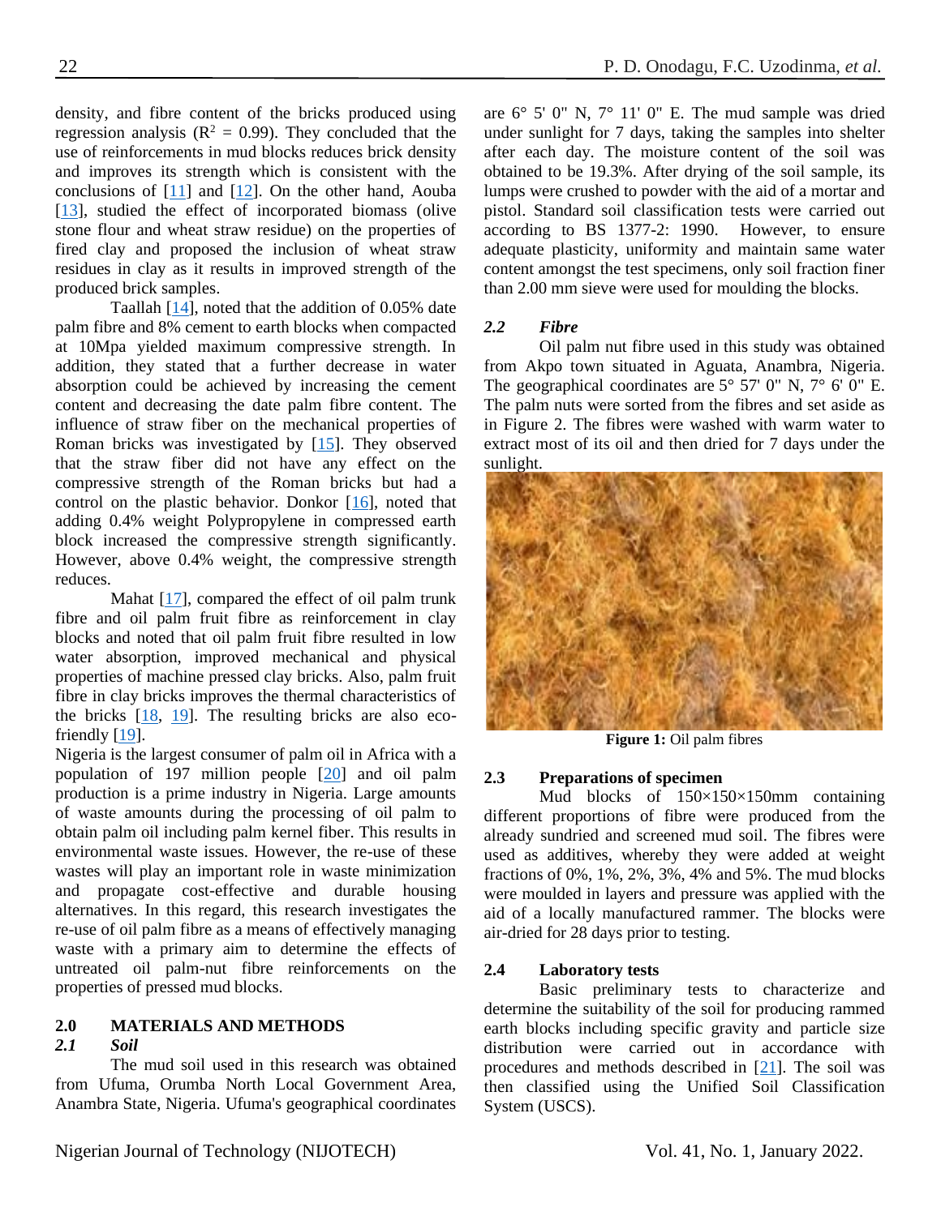density, and fibre content of the bricks produced using regression analysis ($R^2 = 0.99$). They concluded that the use of reinforcements in mud blocks reduces brick density and improves its strength which is consistent with the conclusions of [11] and [12]. On the other hand, Aouba [13], studied the effect of incorporated biomass (olive stone flour and wheat straw residue) on the properties of fired clay and proposed the inclusion of wheat straw residues in clay as it results in improved strength of the produced brick samples.

Taallah [14], noted that the addition of 0.05% date palm fibre and 8% cement to earth blocks when compacted at 10Mpa yielded maximum compressive strength. In addition, they stated that a further decrease in water absorption could be achieved by increasing the cement content and decreasing the date palm fibre content. The influence of straw fiber on the mechanical properties of Roman bricks was investigated by [15]. They observed that the straw fiber did not have any effect on the compressive strength of the Roman bricks but had a control on the plastic behavior. Donkor [16], noted that adding 0.4% weight Polypropylene in compressed earth block increased the compressive strength significantly. However, above 0.4% weight, the compressive strength reduces.

Mahat [17], compared the effect of oil palm trunk fibre and oil palm fruit fibre as reinforcement in clay blocks and noted that oil palm fruit fibre resulted in low water absorption, improved mechanical and physical properties of machine pressed clay bricks. Also, palm fruit fibre in clay bricks improves the thermal characteristics of the bricks [18, 19]. The resulting bricks are also eco-friendly [19].

Nigeria is the largest consumer of palm oil in Africa with a population of 197 million people [20] and oil palm production is a prime industry in Nigeria. Large amounts of waste amounts during the processing of oil palm to obtain palm oil including palm kernel fiber. This results in environmental waste issues. However, the re-use of these wastes will play an important role in waste minimization and propagate cost-effective and durable housing alternatives. In this regard, this research investigates the re-use of oil palm fibre as a means of effectively managing waste with a primary aim to determine the effects of untreated oil palm-nut fibre reinforcements on the properties of pressed mud blocks.

## 2.0 MATERIALS AND METHODS

### *2.1 Soil*

The mud soil used in this research was obtained from Ufuma, Orumba North Local Government Area, Anambra State, Nigeria. Ufuma's geographical coordinates are 6° 5' 0" N, 7° 11' 0" E. The mud sample was dried under sunlight for 7 days, taking the samples into shelter after each day. The moisture content of the soil was obtained to be 19.3%. After drying of the soil sample, its lumps were crushed to powder with the aid of a mortar and pistol. Standard soil classification tests were carried out according to BS 1377-2: 1990. However, to ensure adequate plasticity, uniformity and maintain same water content amongst the test specimens, only soil fraction finer than 2.00 mm sieve were used for moulding the blocks.

### *2.2 Fibre*

Oil palm nut fibre used in this study was obtained from Akpo town situated in Aguata, Anambra, Nigeria. The geographical coordinates are 5° 57' 0" N, 7° 6' 0" E. The palm nuts were sorted from the fibres and set aside as in Figure 2. The fibres were washed with warm water to extract most of its oil and then dried for 7 days under the sunlight.

**Figure 1:** Oil palm fibres

### 2.3 Preparations of specimen

Mud blocks of 150×150×150mm containing different proportions of fibre were produced from the already sundried and screened mud soil. The fibres were used as additives, whereby they were added at weight fractions of 0%, 1%, 2%, 3%, 4% and 5%. The mud blocks were moulded in layers and pressure was applied with the aid of a locally manufactured rammer. The blocks were air-dried for 28 days prior to testing.

### 2.4 Laboratory tests

Basic preliminary tests to characterize and determine the suitability of the soil for producing rammed earth blocks including specific gravity and particle size distribution were carried out in accordance with procedures and methods described in [21]. The soil was then classified using the Unified Soil Classification System (USCS).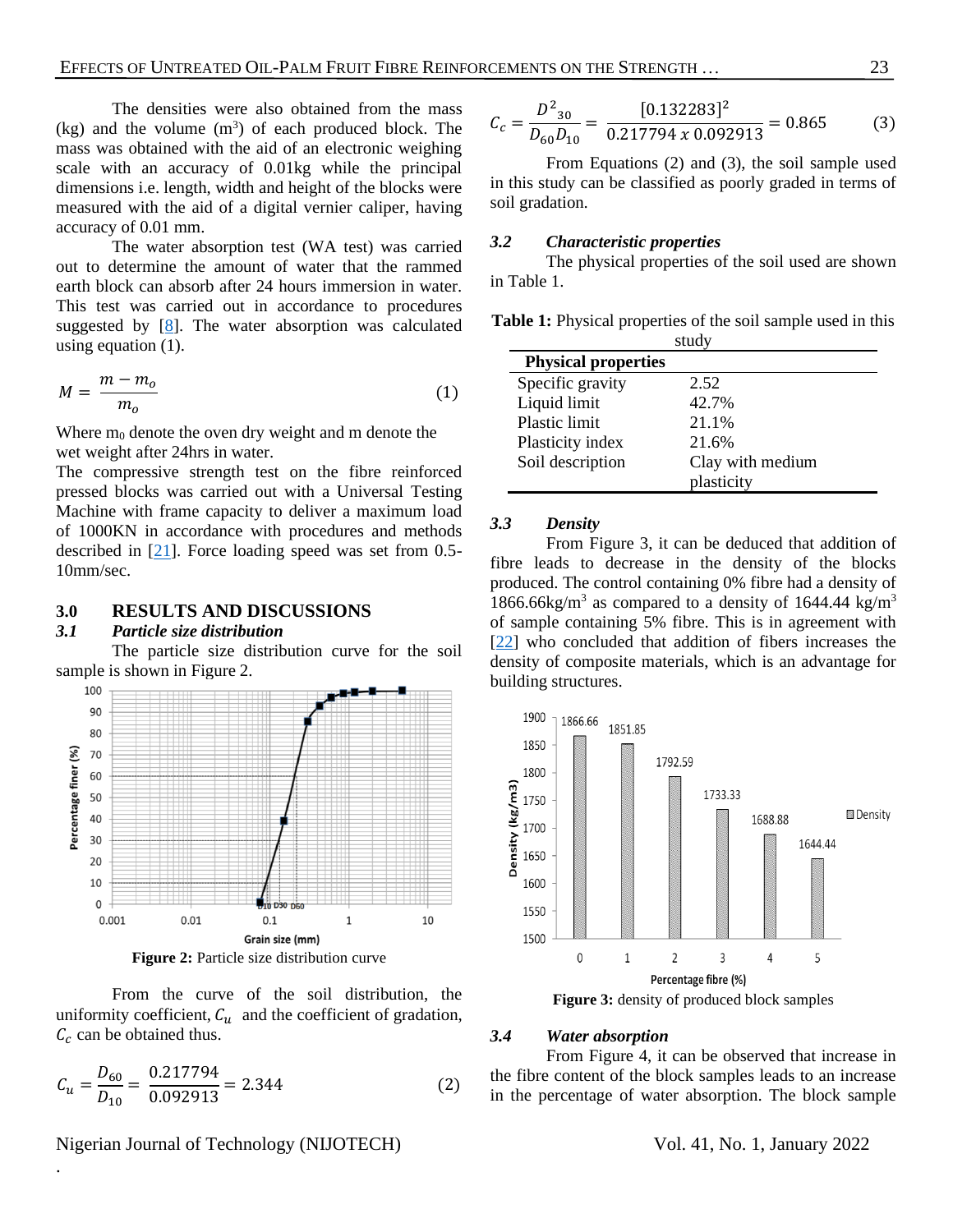The densities were also obtained from the mass (kg) and the volume ($m^3$) of each produced block. The mass was obtained with the aid of an electronic weighing scale with an accuracy of 0.01kg while the principal dimensions i.e. length, width and height of the blocks were measured with the aid of a digital vernier caliper, having accuracy of 0.01 mm.

The water absorption test (WA test) was carried out to determine the amount of water that the rammed earth block can absorb after 24 hours immersion in water. This test was carried out in accordance to procedures suggested by [8]. The water absorption was calculated using equation (1).

$$M = \frac{m - m_o}{m_o} \qquad (1)$$

Where $m_0$ denote the oven dry weight and m denote the wet weight after 24hrs in water.

The compressive strength test on the fibre reinforced pressed blocks was carried out with a Universal Testing Machine with frame capacity to deliver a maximum load of 1000KN in accordance with procedures and methods described in [21]. Force loading speed was set from 0.5-10mm/sec.

## 3.0 RESULTS AND DISCUSSIONS

### *3.1 Particle size distribution*

The particle size distribution curve for the soil sample is shown in Figure 2.

**Figure 2:** Particle size distribution curve

From the curve of the soil distribution, the uniformity coefficient, $C_u$ and the coefficient of gradation, $C_c$ can be obtained thus.

$$C_u = \frac{D_{60}}{D_{10}} = \frac{0.217794}{0.092913} = 2.344 \qquad (2)$$

$$C_c = \frac{D^2_{30}}{D_{60} D_{10}} = \frac{[0.132283]^2}{0.217794 \times 0.092913} = 0.865 \qquad (3)$$

From Equations (2) and (3), the soil sample used in this study can be classified as poorly graded in terms of soil gradation.

### *3.2 Characteristic properties*

The physical properties of the soil used are shown in Table 1.

**Table 1:** Physical properties of the soil sample used in this study

| Physical properties | |
|---|---|
| Specific gravity | 2.52 |
| Liquid limit | 42.7% |
| Plastic limit | 21.1% |
| Plasticity index | 21.6% |
| Soil description | Clay with medium plasticity |

### *3.3 Density*

From Figure 3, it can be deduced that addition of fibre leads to decrease in the density of the blocks produced. The control containing 0% fibre had a density of 1866.66kg/$m^3$ as compared to a density of 1644.44 kg/$m^3$ of sample containing 5% fibre. This is in agreement with [22] who concluded that addition of fibers increases the density of composite materials, which is an advantage for building structures.

**Figure 3:** density of produced block samples

### *3.4 Water absorption*

From Figure 4, it can be observed that increase in the fibre content of the block samples leads to an increase in the percentage of water absorption. The block sample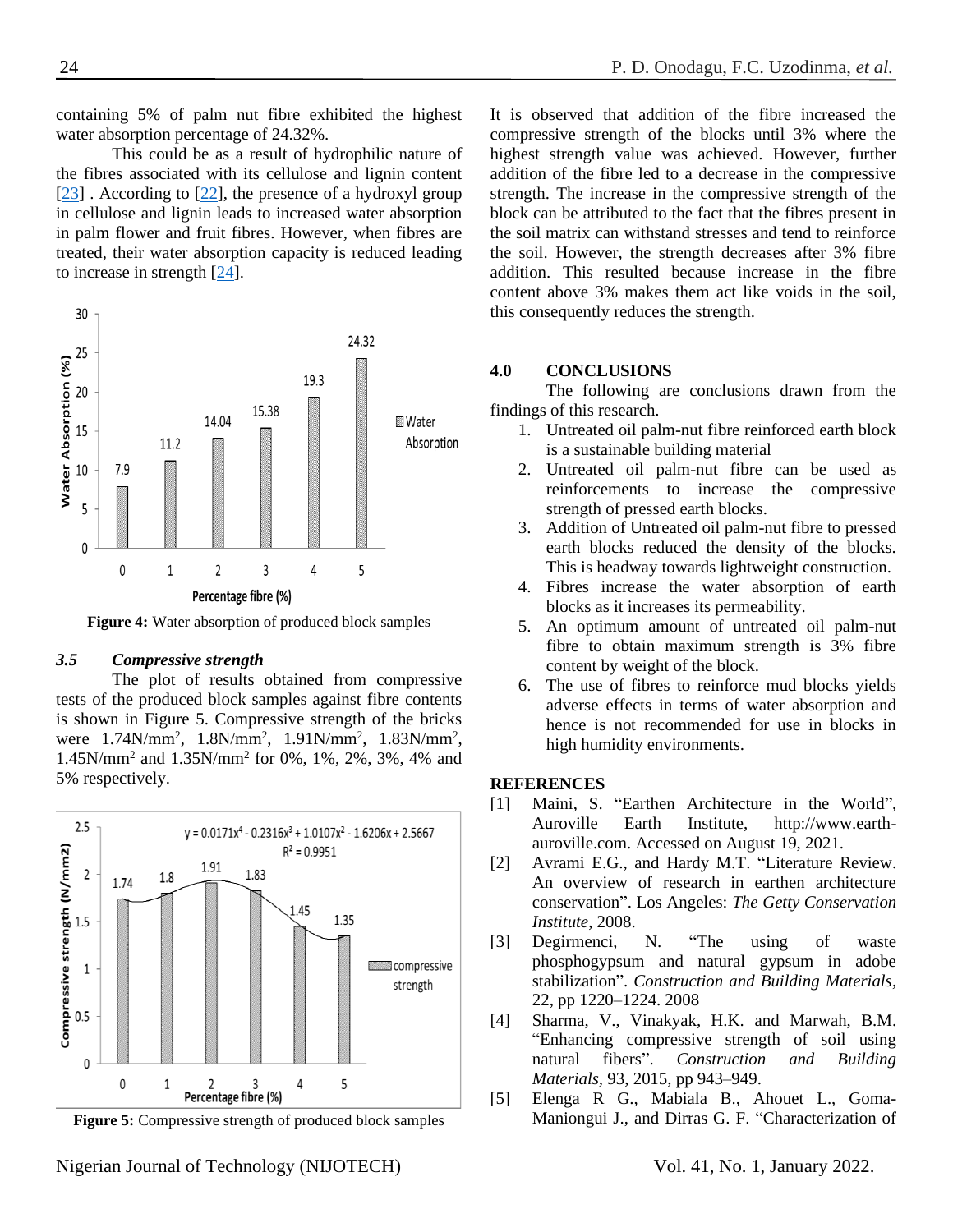containing 5% of palm nut fibre exhibited the highest water absorption percentage of 24.32%.

This could be as a result of hydrophilic nature of the fibres associated with its cellulose and lignin content [23] . According to [22], the presence of a hydroxyl group in cellulose and lignin leads to increased water absorption in palm flower and fruit fibres. However, when fibres are treated, their water absorption capacity is reduced leading to increase in strength [24].

**Figure 4:** Water absorption of produced block samples

### *3.5 Compressive strength*

The plot of results obtained from compressive tests of the produced block samples against fibre contents is shown in Figure 5. Compressive strength of the bricks were 1.74N/mm$^2$, 1.8N/mm$^2$, 1.91N/mm$^2$, 1.83N/mm$^2$, 1.45N/mm$^2$ and 1.35N/mm$^2$ for 0%, 1%, 2%, 3%, 4% and 5% respectively.

**Figure 5:** Compressive strength of produced block samples

It is observed that addition of the fibre increased the compressive strength of the blocks until 3% where the highest strength value was achieved. However, further addition of the fibre led to a decrease in the compressive strength. The increase in the compressive strength of the block can be attributed to the fact that the fibres present in the soil matrix can withstand stresses and tend to reinforce the soil. However, the strength decreases after 3% fibre addition. This resulted because increase in the fibre content above 3% makes them act like voids in the soil, this consequently reduces the strength.

## 4.0 CONCLUSIONS

The following are conclusions drawn from the findings of this research.

1. Untreated oil palm-nut fibre reinforced earth block is a sustainable building material
2. Untreated oil palm-nut fibre can be used as reinforcements to increase the compressive strength of pressed earth blocks.
3. Addition of Untreated oil palm-nut fibre to pressed earth blocks reduced the density of the blocks. This is headway towards lightweight construction.
4. Fibres increase the water absorption of earth blocks as it increases its permeability.
5. An optimum amount of untreated oil palm-nut fibre to obtain maximum strength is 3% fibre content by weight of the block.
6. The use of fibres to reinforce mud blocks yields adverse effects in terms of water absorption and hence is not recommended for use in blocks in high humidity environments.

## REFERENCES

[1] Maini, S. "Earthen Architecture in the World", Auroville Earth Institute, http://www.earth-auroville.com. Accessed on August 19, 2021.

[2] Avrami E.G., and Hardy M.T. "Literature Review. An overview of research in earthen architecture conservation". Los Angeles: *The Getty Conservation Institute*, 2008.

[3] Degirmenci, N. "The using of waste phosphogypsum and natural gypsum in adobe stabilization". *Construction and Building Materials*, 22, pp 1220–1224. 2008

[4] Sharma, V., Vinakyak, H.K. and Marwah, B.M. "Enhancing compressive strength of soil using natural fibers". *Construction and Building Materials*, 93, 2015, pp 943–949.

[5] Elenga R G., Mabiala B., Ahouet L., Goma-Maniongui J., and Dirras G. F. "Characterization of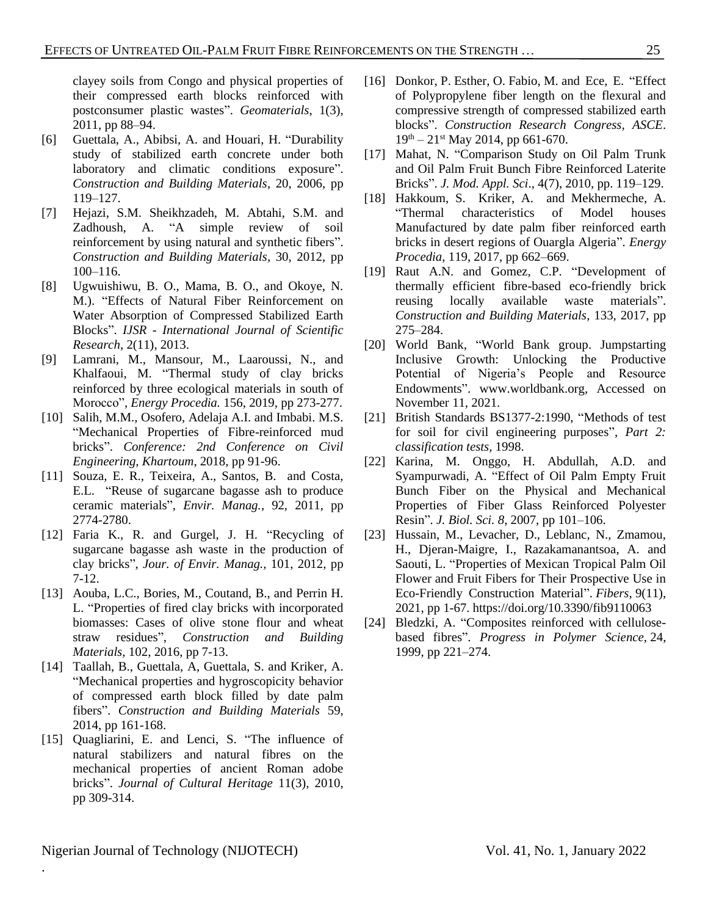clayey soils from Congo and physical properties of their compressed earth blocks reinforced with postconsumer plastic wastes". *Geomaterials*, 1(3), 2011, pp 88–94.

[6] Guettala, A., Abibsi, A. and Houari, H. "Durability study of stabilized earth concrete under both laboratory and climatic conditions exposure". *Construction and Building Materials,* 20, 2006, pp 119–127.

[7] Hejazi, S.M. Sheikhzadeh, M. Abtahi, S.M. and Zadhoush, A. "A simple review of soil reinforcement by using natural and synthetic fibers". *Construction and Building Materials*, 30, 2012, pp 100–116.

[8] Ugwuishiwu, B. O., Mama, B. O., and Okoye, N. M.). "Effects of Natural Fiber Reinforcement on Water Absorption of Compressed Stabilized Earth Blocks". *IJSR - International Journal of Scientific Research*, 2(11), 2013.

[9] Lamrani, M., Mansour, M., Laaroussi, N., and Khalfaoui, M. "Thermal study of clay bricks reinforced by three ecological materials in south of Morocco", *Energy Procedia.* 156, 2019, pp 273-277.

[10] Salih, M.M., Osofero, Adelaja A.I. and Imbabi. M.S. "Mechanical Properties of Fibre-reinforced mud bricks". *Conference: 2nd Conference on Civil Engineering, Khartoum*, 2018, pp 91-96.

[11] Souza, E. R., Teixeira, A., Santos, B. and Costa, E.L. "Reuse of sugarcane bagasse ash to produce ceramic materials", *Envir. Manag.*, 92, 2011, pp 2774-2780.

[12] Faria K., R. and Gurgel, J. H. "Recycling of sugarcane bagasse ash waste in the production of clay bricks", *Jour. of Envir. Manag.*, 101, 2012, pp 7-12.

[13] Aouba, L.C., Bories, M., Coutand, B., and Perrin H. L. "Properties of fired clay bricks with incorporated biomasses: Cases of olive stone flour and wheat straw residues", *Construction and Building Materials,* 102, 2016, pp 7-13.

[14] Taallah, B., Guettala, A, Guettala, S. and Kriker, A. "Mechanical properties and hygroscopicity behavior of compressed earth block filled by date palm fibers". *Construction and Building Materials* 59, 2014, pp 161-168.

[15] Quagliarini, E. and Lenci, S. "The influence of natural stabilizers and natural fibres on the mechanical properties of ancient Roman adobe bricks". *Journal of Cultural Heritage* 11(3), 2010, pp 309-314.

[16] Donkor, P. Esther, O. Fabio, M. and Ece, E. "Effect of Polypropylene fiber length on the flexural and compressive strength of compressed stabilized earth blocks". *Construction Research Congress, ASCE*. 19th – 21st May 2014, pp 661-670.

[17] Mahat, N. "Comparison Study on Oil Palm Trunk and Oil Palm Fruit Bunch Fibre Reinforced Laterite Bricks". *J. Mod. Appl. Sci*., 4(7), 2010, pp. 119–129.

[18] Hakkoum, S. Kriker, A. and Mekhermeche, A. "Thermal characteristics of Model houses Manufactured by date palm fiber reinforced earth bricks in desert regions of Ouargla Algeria". *Energy Procedia*, 119, 2017, pp 662–669.

[19] Raut A.N. and Gomez, C.P. "Development of thermally efficient fibre-based eco-friendly brick reusing locally available waste materials". *Construction and Building Materials*, 133, 2017, pp 275–284.

[20] World Bank, "World Bank group. Jumpstarting Inclusive Growth: Unlocking the Productive Potential of Nigeria's People and Resource Endowments". www.worldbank.org, Accessed on November 11, 2021.

[21] British Standards BS1377-2:1990, "Methods of test for soil for civil engineering purposes", *Part 2: classification tests*, 1998.

[22] Karina, M. Onggo, H. Abdullah, A.D. and Syampurwadi, A. "Effect of Oil Palm Empty Fruit Bunch Fiber on the Physical and Mechanical Properties of Fiber Glass Reinforced Polyester Resin". *J. Biol. Sci. 8*, 2007, pp 101–106.

[23] Hussain, M., Levacher, D., Leblanc, N., Zmamou, H., Djeran-Maigre, I., Razakamanantsoa, A. and Saouti, L. "Properties of Mexican Tropical Palm Oil Flower and Fruit Fibers for Their Prospective Use in Eco-Friendly Construction Material". *Fibers*, 9(11), 2021, pp 1-67. https://doi.org/10.3390/fib9110063

[24] Bledzki, A. "Composites reinforced with cellulose-based fibres". *Progress in Polymer Science*, 24, 1999, pp 221–274.